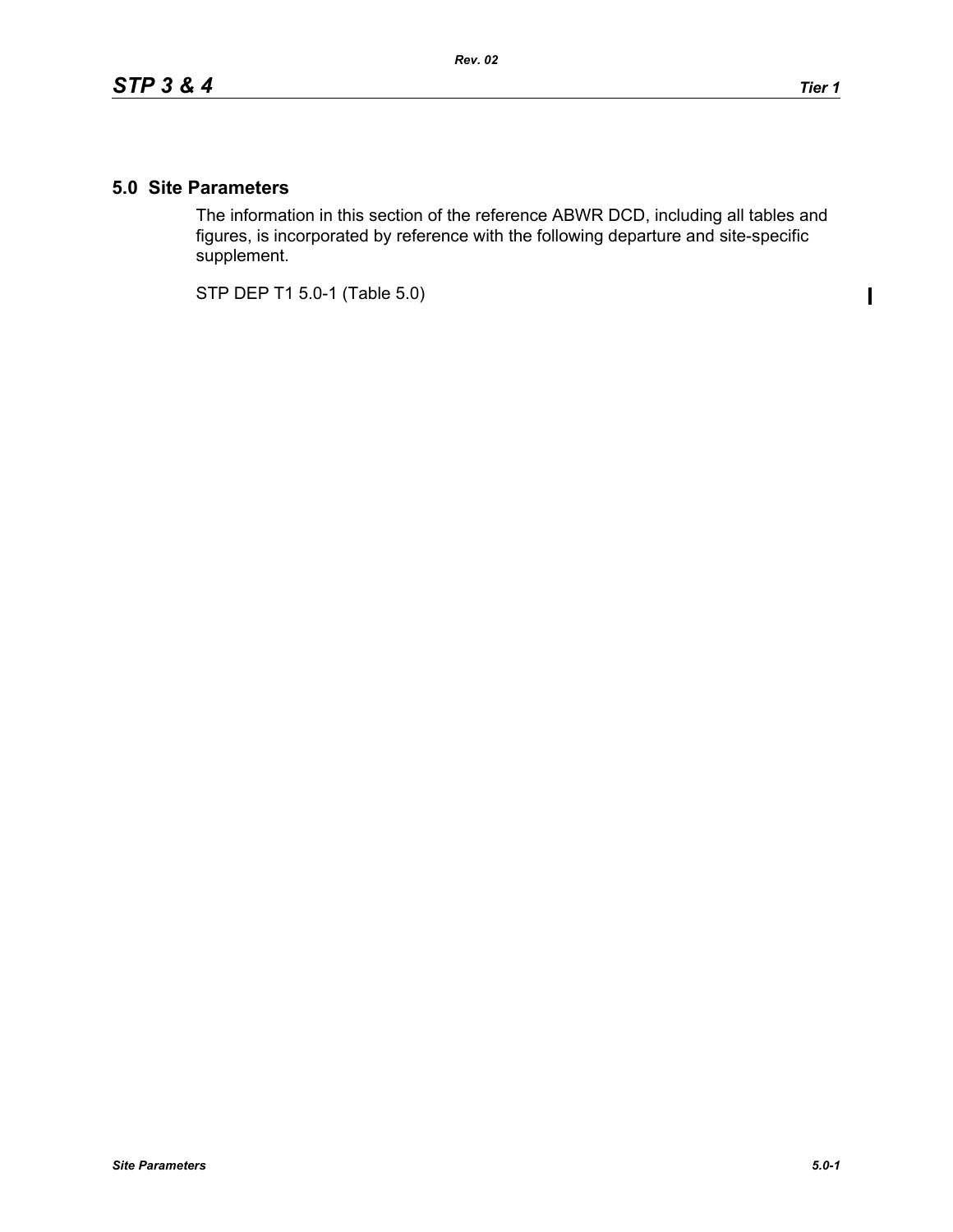## 5.0 Site Parameters

The information in this section of the reference ABWR DCD, including all tables and figures, is incorporated by reference with the following departure and site-specific supplement.

STP DEP T1 5.0-1 (Table 5.0)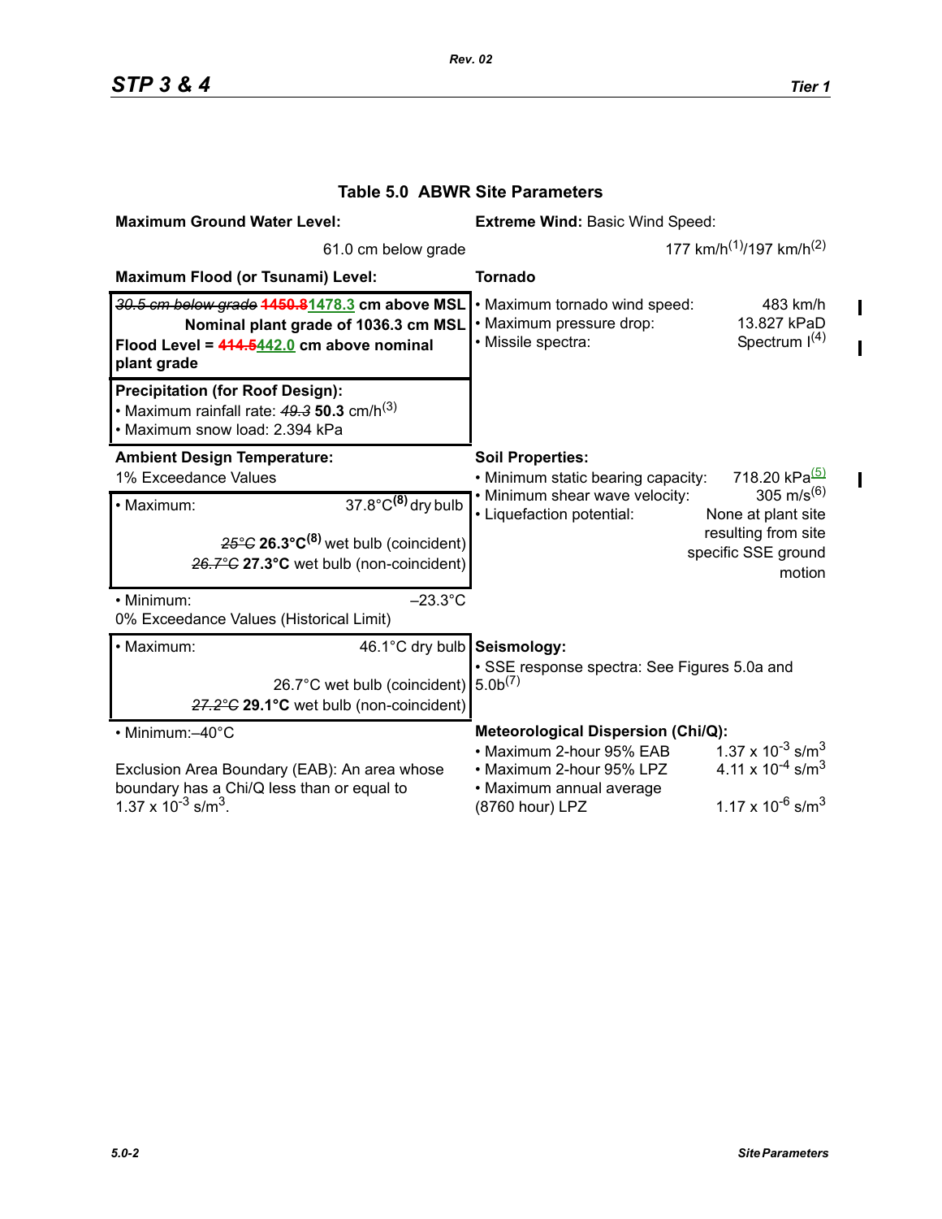## Table 5.0 ABWR Site Parameters

| | |
|---|---|
| **Maximum Ground Water Level:** 61.0 cm below grade | **Extreme Wind:** Basic Wind Speed: 177 km/h[(1)]/197 km/h[(2)] |
| **Maximum Flood (or Tsunami) Level:** ~~*30.5 cm below grade*~~ ~~**1450.8**~~ **1478.3 cm above MSL** **Nominal plant grade of 1036.3 cm MSL** **Flood Level =** ~~**414.5**~~ **442.0 cm above nominal plant grade** | **Tornado** • Maximum tornado wind speed: 483 km/h • Maximum pressure drop: 13.827 kPaD • Missile spectra: Spectrum I[(4)] |
| **Precipitation (for Roof Design):** • Maximum rainfall rate: ~~*49.3*~~ **50.3** cm/h[(3)] • Maximum snow load: 2.394 kPa | |
| **Ambient Design Temperature:** 1% Exceedance Values • Maximum: 37.8°C[(8)] dry bulb; ~~*25°C*~~ **26.3°C[(8)]** wet bulb (coincident); ~~*26.7°C*~~ **27.3°C** wet bulb (non-coincident) • Minimum: –23.3°C | **Soil Properties:** • Minimum static bearing capacity: 718.20 kPa[(5)] • Minimum shear wave velocity: 305 m/s[(6)] • Liquefaction potential: None at plant site resulting from site specific SSE ground motion |
| 0% Exceedance Values (Historical Limit) • Maximum: 46.1°C dry bulb; 26.7°C wet bulb (coincident); ~~*27.2°C*~~ **29.1°C** wet bulb (non-coincident) • Minimum: –40°C | **Seismology:** • SSE response spectra: See Figures 5.0a and 5.0b[(7)] |
| Exclusion Area Boundary (EAB): An area whose boundary has a Chi/Q less than or equal to $1.37 \times 10^{-3}$ s/m$^3$. | **Meteorological Dispersion (Chi/Q):** • Maximum 2-hour 95% EAB: $1.37 \times 10^{-3}$ s/m$^3$ • Maximum 2-hour 95% LPZ: $4.11 \times 10^{-4}$ s/m$^3$ • Maximum annual average (8760 hour) LPZ: $1.17 \times 10^{-6}$ s/m$^3$ |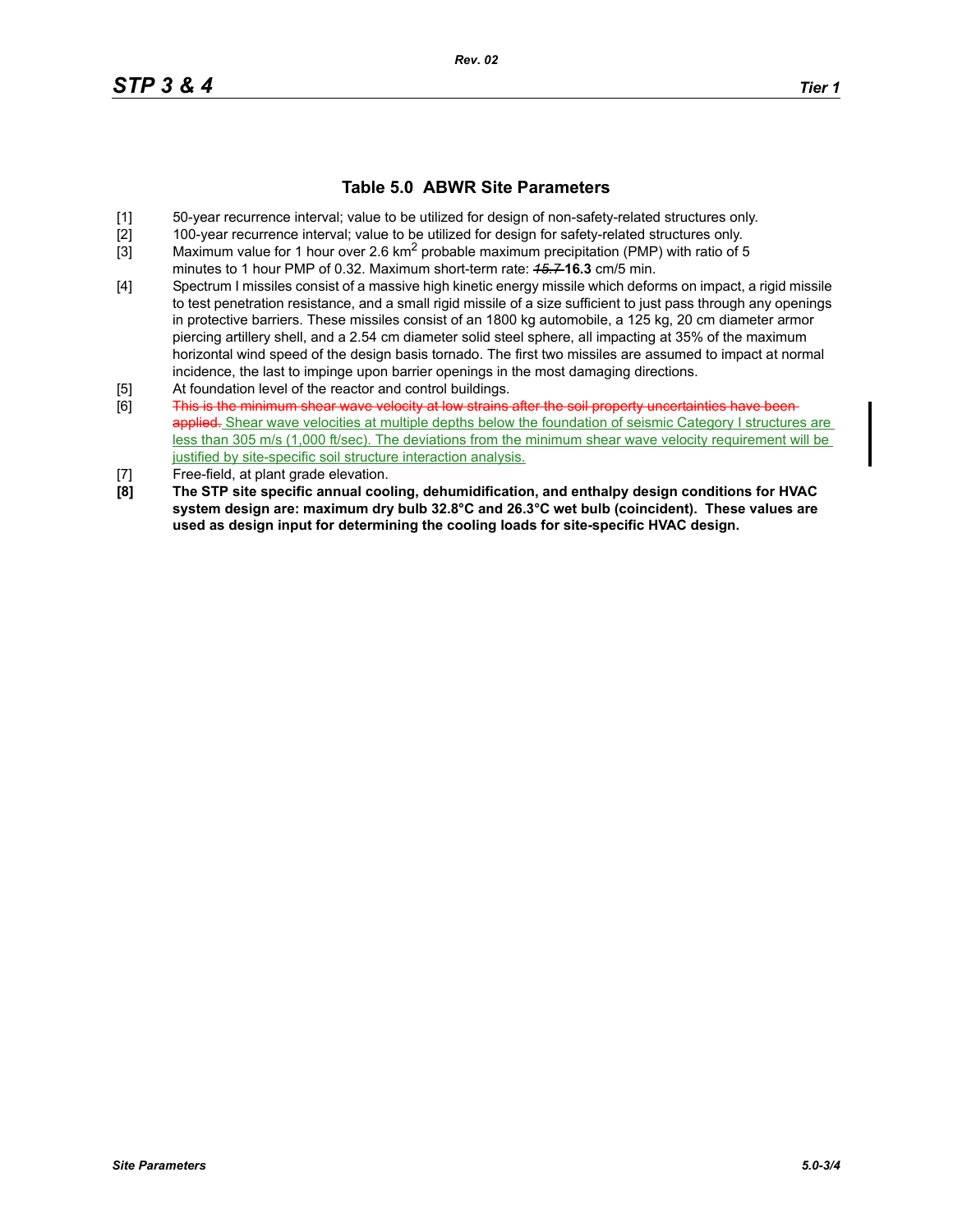## Table 5.0 ABWR Site Parameters

[1] 50-year recurrence interval; value to be utilized for design of non-safety-related structures only.

[2] 100-year recurrence interval; value to be utilized for design for safety-related structures only.

[3] Maximum value for 1 hour over 2.6 $km^2$ probable maximum precipitation (PMP) with ratio of 5 minutes to 1 hour PMP of 0.32. Maximum short-term rate: ~~*15.7*~~ **16.3** cm/5 min.

[4] Spectrum I missiles consist of a massive high kinetic energy missile which deforms on impact, a rigid missile to test penetration resistance, and a small rigid missile of a size sufficient to just pass through any openings in protective barriers. These missiles consist of an 1800 kg automobile, a 125 kg, 20 cm diameter armor piercing artillery shell, and a 2.54 cm diameter solid steel sphere, all impacting at 35% of the maximum horizontal wind speed of the design basis tornado. The first two missiles are assumed to impact at normal incidence, the last to impinge upon barrier openings in the most damaging directions.

[5] At foundation level of the reactor and control buildings.

[6] ~~This is the minimum shear wave velocity at low strains after the soil property uncertainties have been applied.~~ Shear wave velocities at multiple depths below the foundation of seismic Category I structures are less than 305 m/s (1,000 ft/sec). The deviations from the minimum shear wave velocity requirement will be justified by site-specific soil structure interaction analysis.

[7] Free-field, at plant grade elevation.

**[8] The STP site specific annual cooling, dehumidification, and enthalpy design conditions for HVAC system design are: maximum dry bulb 32.8°C and 26.3°C wet bulb (coincident). These values are used as design input for determining the cooling loads for site-specific HVAC design.**